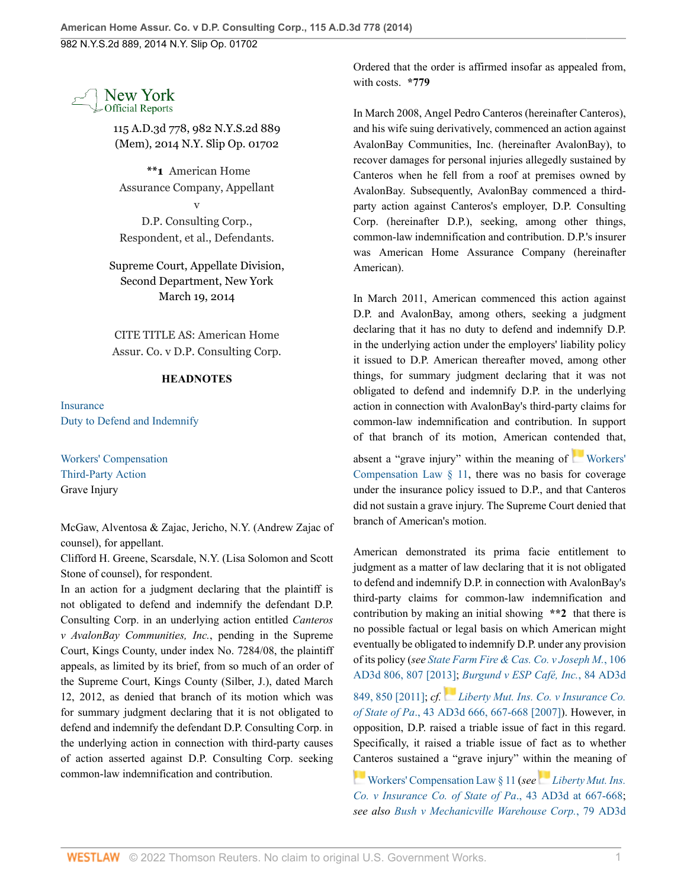New York Official Reports

115 A.D.3d 778, 982 N.Y.S.2d 889 (Mem), 2014 N.Y. Slip Op. 01702

**1 American Home Assurance Company, Appellant
v
D.P. Consulting Corp., Respondent, et al., Defendants.

Supreme Court, Appellate Division, Second Department, New York
March 19, 2014

CITE TITLE AS: American Home Assur. Co. v D.P. Consulting Corp.

**HEADNOTES**

Insurance
Duty to Defend and Indemnify

Workers' Compensation
Third-Party Action
Grave Injury

McGaw, Alventosa & Zajac, Jericho, N.Y. (Andrew Zajac of counsel), for appellant.
Clifford H. Greene, Scarsdale, N.Y. (Lisa Solomon and Scott Stone of counsel), for respondent.

In an action for a judgment declaring that the plaintiff is not obligated to defend and indemnify the defendant D.P. Consulting Corp. in an underlying action entitled *Canteros v AvalonBay Communities, Inc.*, pending in the Supreme Court, Kings County, under index No. 7284/08, the plaintiff appeals, as limited by its brief, from so much of an order of the Supreme Court, Kings County (Silber, J.), dated March 12, 2012, as denied that branch of its motion which was for summary judgment declaring that it is not obligated to defend and indemnify the defendant D.P. Consulting Corp. in the underlying action in connection with third-party causes of action asserted against D.P. Consulting Corp. seeking common-law indemnification and contribution.

Ordered that the order is affirmed insofar as appealed from, with costs. **\*779**

In March 2008, Angel Pedro Canteros (hereinafter Canteros), and his wife suing derivatively, commenced an action against AvalonBay Communities, Inc. (hereinafter AvalonBay), to recover damages for personal injuries allegedly sustained by Canteros when he fell from a roof at premises owned by AvalonBay. Subsequently, AvalonBay commenced a third-party action against Canteros's employer, D.P. Consulting Corp. (hereinafter D.P.), seeking, among other things, common-law indemnification and contribution. D.P.'s insurer was American Home Assurance Company (hereinafter American).

In March 2011, American commenced this action against D.P. and AvalonBay, among others, seeking a judgment declaring that it has no duty to defend and indemnify D.P. in the underlying action under the employers' liability policy it issued to D.P. American thereafter moved, among other things, for summary judgment declaring that it was not obligated to defend and indemnify D.P. in the underlying action in connection with AvalonBay's third-party claims for common-law indemnification and contribution. In support of that branch of its motion, American contended that, absent a "grave injury" within the meaning of Workers' Compensation Law § 11, there was no basis for coverage under the insurance policy issued to D.P., and that Canteros did not sustain a grave injury. The Supreme Court denied that branch of American's motion.

American demonstrated its prima facie entitlement to judgment as a matter of law declaring that it is not obligated to defend and indemnify D.P. in connection with AvalonBay's third-party claims for common-law indemnification and contribution by making an initial showing **\*\*2** that there is no possible factual or legal basis on which American might eventually be obligated to indemnify D.P. under any provision of its policy (*see State Farm Fire & Cas. Co. v Joseph M.*, 106 AD3d 806, 807 [2013]; *Burgund v ESP Café, Inc.*, 84 AD3d 849, 850 [2011]; *cf. Liberty Mut. Ins. Co. v Insurance Co. of State of Pa.*, 43 AD3d 666, 667-668 [2007]). However, in opposition, D.P. raised a triable issue of fact in this regard. Specifically, it raised a triable issue of fact as to whether Canteros sustained a "grave injury" within the meaning of Workers' Compensation Law § 11 (*see Liberty Mut. Ins. Co. v Insurance Co. of State of Pa.*, 43 AD3d at 667-668; *see also Bush v Mechanicville Warehouse Corp.*, 79 AD3d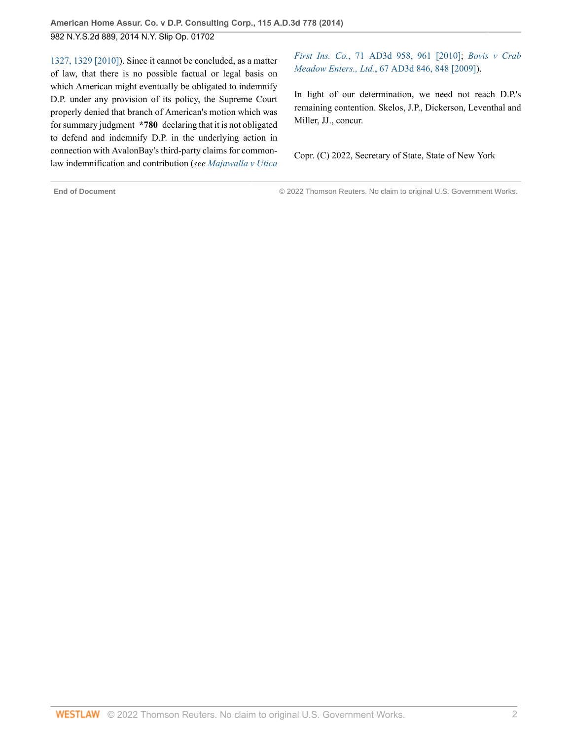1327, 1329 [2010]). Since it cannot be concluded, as a matter of law, that there is no possible factual or legal basis on which American might eventually be obligated to indemnify D.P. under any provision of its policy, the Supreme Court properly denied that branch of American's motion which was for summary judgment **\*780** declaring that it is not obligated to defend and indemnify D.P. in the underlying action in connection with AvalonBay's third-party claims for common-law indemnification and contribution (*see Majawalla v Utica First Ins. Co.*, 71 AD3d 958, 961 [2010]; *Bovis v Crab Meadow Enters., Ltd.*, 67 AD3d 846, 848 [2009]).

In light of our determination, we need not reach D.P.'s remaining contention. Skelos, J.P., Dickerson, Leventhal and Miller, JJ., concur.

Copr. (C) 2022, Secretary of State, State of New York

End of Document